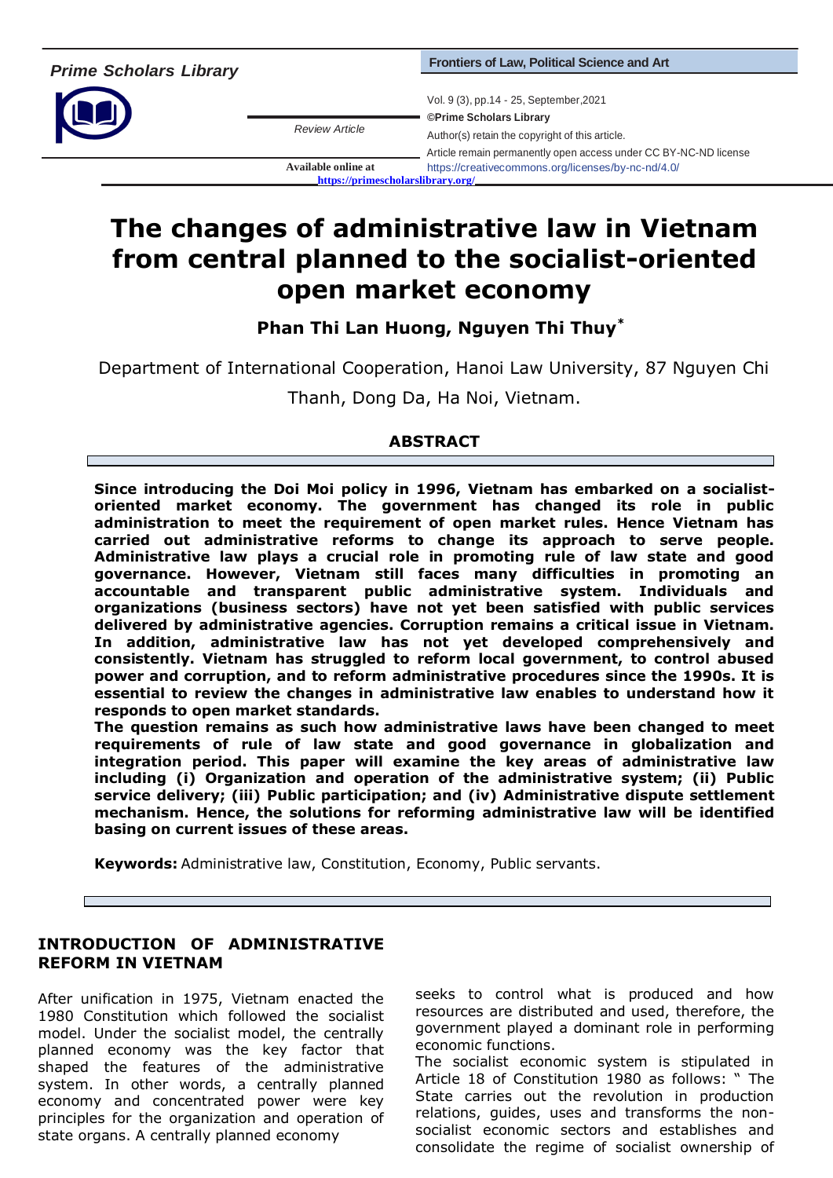# The changes of administrative law in Vietnam from central planned to the socialist-oriented open market economy

**Phan Thi Lan Huong, Nguyen Thi Thuy***

Department of International Cooperation, Hanoi Law University, 87 Nguyen Chi Thanh, Dong Da, Ha Noi, Vietnam.

*Review Article*

## ABSTRACT

**Since introducing the Doi Moi policy in 1996, Vietnam has embarked on a socialist-oriented market economy. The government has changed its role in public administration to meet the requirement of open market rules. Hence Vietnam has carried out administrative reforms to change its approach to serve people. Administrative law plays a crucial role in promoting rule of law state and good governance. However, Vietnam still faces many difficulties in promoting an accountable and transparent public administrative system. Individuals and organizations (business sectors) have not yet been satisfied with public services delivered by administrative agencies. Corruption remains a critical issue in Vietnam. In addition, administrative law has not yet developed comprehensively and consistently. Vietnam has struggled to reform local government, to control abused power and corruption, and to reform administrative procedures since the 1990s. It is essential to review the changes in administrative law enables to understand how it responds to open market standards.**

**The question remains as such how administrative laws have been changed to meet requirements of rule of law state and good governance in globalization and integration period. This paper will examine the key areas of administrative law including (i) Organization and operation of the administrative system; (ii) Public service delivery; (iii) Public participation; and (iv) Administrative dispute settlement mechanism. Hence, the solutions for reforming administrative law will be identified basing on current issues of these areas.**

**Keywords:** Administrative law, Constitution, Economy, Public servants.

## INTRODUCTION OF ADMINISTRATIVE REFORM IN VIETNAM

After unification in 1975, Vietnam enacted the 1980 Constitution which followed the socialist model. Under the socialist model, the centrally planned economy was the key factor that shaped the features of the administrative system. In other words, a centrally planned economy and concentrated power were key principles for the organization and operation of state organs. A centrally planned economy seeks to control what is produced and how resources are distributed and used, therefore, the government played a dominant role in performing economic functions.

The socialist economic system is stipulated in Article 18 of Constitution 1980 as follows: " The State carries out the revolution in production relations, guides, uses and transforms the non-socialist economic sectors and establishes and consolidate the regime of socialist ownership of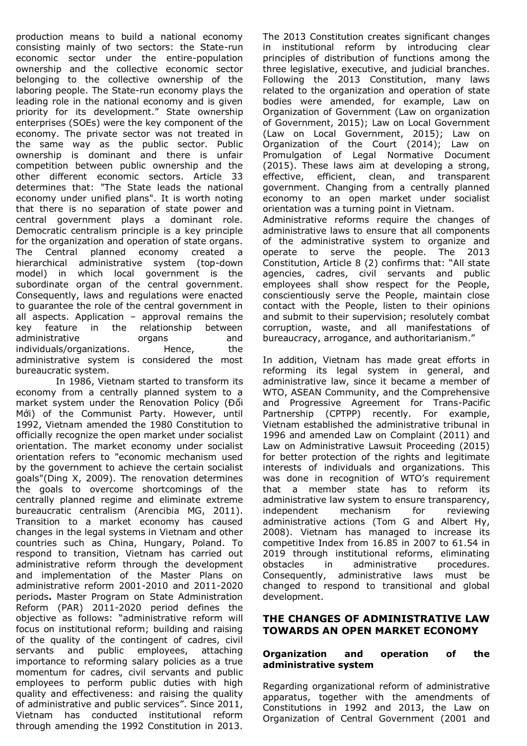production means to build a national economy consisting mainly of two sectors: the State-run economic sector under the entire-population ownership and the collective economic sector belonging to the collective ownership of the laboring people. The State-run economy plays the leading role in the national economy and is given priority for its development." State ownership enterprises (SOEs) were the key component of the economy. The private sector was not treated in the same way as the public sector. Public ownership is dominant and there is unfair competition between public ownership and the other different economic sectors. Article 33 determines that: "The State leads the national economy under unified plans". It is worth noting that there is no separation of state power and central government plays a dominant role. Democratic centralism principle is a key principle for the organization and operation of state organs. The Central planned economy created a hierarchical administrative system (top-down model) in which local government is the subordinate organ of the central government. Consequently, laws and regulations were enacted to guarantee the role of the central government in all aspects. Application – approval remains the key feature in the relationship between administrative organs and individuals/organizations. Hence, the administrative system is considered the most bureaucratic system.

In 1986, Vietnam started to transform its economy from a centrally planned system to a market system under the Renovation Policy (Đổi Mới) of the Communist Party. However, until 1992, Vietnam amended the 1980 Constitution to officially recognize the open market under socialist orientation. The market economy under socialist orientation refers to "economic mechanism used by the government to achieve the certain socialist goals"(Ding X, 2009). The renovation determines the goals to overcome shortcomings of the centrally planned regime and eliminate extreme bureaucratic centralism (Arencibia MG, 2011). Transition to a market economy has caused changes in the legal systems in Vietnam and other countries such as China, Hungary, Poland. To respond to transition, Vietnam has carried out administrative reform through the development and implementation of the Master Plans on administrative reform 2001-2010 and 2011-2020 periods**.** Master Program on State Administration Reform (PAR) 2011-2020 period defines the objective as follows: "administrative reform will focus on institutional reform; building and raising of the quality of the contingent of cadres, civil servants and public employees, attaching importance to reforming salary policies as a true momentum for cadres, civil servants and public employees to perform public duties with high quality and effectiveness: and raising the quality of administrative and public services". Since 2011, Vietnam has conducted institutional reform through amending the 1992 Constitution in 2013.

The 2013 Constitution creates significant changes in institutional reform by introducing clear principles of distribution of functions among the three legislative, executive, and judicial branches. Following the 2013 Constitution, many laws related to the organization and operation of state bodies were amended, for example, Law on Organization of Government (Law on organization of Government, 2015); Law on Local Government (Law on Local Government, 2015); Law on Organization of the Court (2014); Law on Promulgation of Legal Normative Document (2015). These laws aim at developing a strong, effective, efficient, clean, and transparent government. Changing from a centrally planned economy to an open market under socialist orientation was a turning point in Vietnam.

Administrative reforms require the changes of administrative laws to ensure that all components of the administrative system to organize and operate to serve the people. The 2013 Constitution, Article 8 (2) confirms that: "All state agencies, cadres, civil servants and public employees shall show respect for the People, conscientiously serve the People, maintain close contact with the People, listen to their opinions and submit to their supervision; resolutely combat corruption, waste, and all manifestations of bureaucracy, arrogance, and authoritarianism."

In addition, Vietnam has made great efforts in reforming its legal system in general, and administrative law, since it became a member of WTO, ASEAN Community, and the Comprehensive and Progressive Agreement for Trans-Pacific Partnership (CPTPP) recently. For example, Vietnam established the administrative tribunal in 1996 and amended Law on Complaint (2011) and Law on Administrative Lawsuit Proceeding (2015) for better protection of the rights and legitimate interests of individuals and organizations. This was done in recognition of WTO's requirement that a member state has to reform its administrative law system to ensure transparency, independent mechanism for reviewing administrative actions (Tom G and Albert Hy, 2008). Vietnam has managed to increase its competitive Index from 16.85 in 2007 to 61.54 in 2019 through institutional reforms, eliminating obstacles in administrative procedures. Consequently, administrative laws must be changed to respond to transitional and global development.

## THE CHANGES OF ADMINISTRATIVE LAW TOWARDS AN OPEN MARKET ECONOMY

### Organization and operation of the administrative system

Regarding organizational reform of administrative apparatus, together with the amendments of Constitutions in 1992 and 2013, the Law on Organization of Central Government (2001 and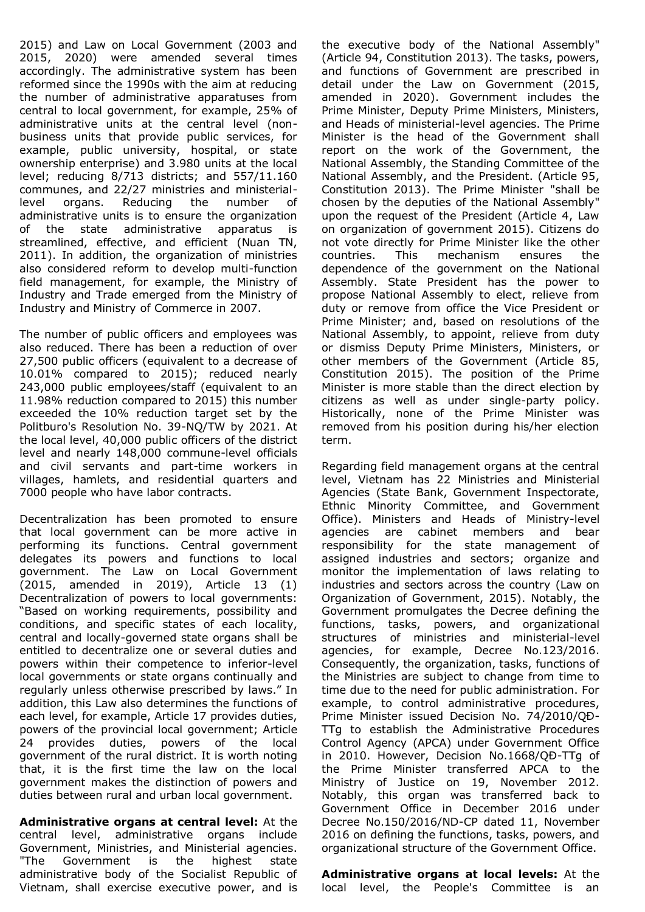2015) and Law on Local Government (2003 and 2015, 2020) were amended several times accordingly. The administrative system has been reformed since the 1990s with the aim at reducing the number of administrative apparatuses from central to local government, for example, 25% of administrative units at the central level (non-business units that provide public services, for example, public university, hospital, or state ownership enterprise) and 3.980 units at the local level; reducing 8/713 districts; and 557/11.160 communes, and 22/27 ministries and ministerial-level organs. Reducing the number of administrative units is to ensure the organization of the state administrative apparatus is streamlined, effective, and efficient (Nuan TN, 2011). In addition, the organization of ministries also considered reform to develop multi-function field management, for example, the Ministry of Industry and Trade emerged from the Ministry of Industry and Ministry of Commerce in 2007.

The number of public officers and employees was also reduced. There has been a reduction of over 27,500 public officers (equivalent to a decrease of 10.01% compared to 2015); reduced nearly 243,000 public employees/staff (equivalent to an 11.98% reduction compared to 2015) this number exceeded the 10% reduction target set by the Politburo's Resolution No. 39-NQ/TW by 2021. At the local level, 40,000 public officers of the district level and nearly 148,000 commune-level officials and civil servants and part-time workers in villages, hamlets, and residential quarters and 7000 people who have labor contracts.

Decentralization has been promoted to ensure that local government can be more active in performing its functions. Central government delegates its powers and functions to local government. The Law on Local Government (2015, amended in 2019), Article 13 (1) Decentralization of powers to local governments: "Based on working requirements, possibility and conditions, and specific states of each locality, central and locally-governed state organs shall be entitled to decentralize one or several duties and powers within their competence to inferior-level local governments or state organs continually and regularly unless otherwise prescribed by laws." In addition, this Law also determines the functions of each level, for example, Article 17 provides duties, powers of the provincial local government; Article 24 provides duties, powers of the local government of the rural district. It is worth noting that, it is the first time the law on the local government makes the distinction of powers and duties between rural and urban local government.

**Administrative organs at central level:** At the central level, administrative organs include Government, Ministries, and Ministerial agencies. "The Government is the highest state administrative body of the Socialist Republic of Vietnam, shall exercise executive power, and is the executive body of the National Assembly" (Article 94, Constitution 2013). The tasks, powers, and functions of Government are prescribed in detail under the Law on Government (2015, amended in 2020). Government includes the Prime Minister, Deputy Prime Ministers, Ministers, and Heads of ministerial-level agencies. The Prime Minister is the head of the Government shall report on the work of the Government, the National Assembly, the Standing Committee of the National Assembly, and the President. (Article 95, Constitution 2013). The Prime Minister "shall be chosen by the deputies of the National Assembly" upon the request of the President (Article 4, Law on organization of government 2015). Citizens do not vote directly for Prime Minister like the other countries. This mechanism ensures the dependence of the government on the National Assembly. State President has the power to propose National Assembly to elect, relieve from duty or remove from office the Vice President or Prime Minister; and, based on resolutions of the National Assembly, to appoint, relieve from duty or dismiss Deputy Prime Ministers, Ministers, or other members of the Government (Article 85, Constitution 2015). The position of the Prime Minister is more stable than the direct election by citizens as well as under single-party policy. Historically, none of the Prime Minister was removed from his position during his/her election term.

Regarding field management organs at the central level, Vietnam has 22 Ministries and Ministerial Agencies (State Bank, Government Inspectorate, Ethnic Minority Committee, and Government Office). Ministers and Heads of Ministry-level agencies are cabinet members and bear responsibility for the state management of assigned industries and sectors; organize and monitor the implementation of laws relating to industries and sectors across the country (Law on Organization of Government, 2015). Notably, the Government promulgates the Decree defining the functions, tasks, powers, and organizational structures of ministries and ministerial-level agencies, for example, Decree No.123/2016. Consequently, the organization, tasks, functions of the Ministries are subject to change from time to time due to the need for public administration. For example, to control administrative procedures, Prime Minister issued Decision No. 74/2010/QĐ-TTg to establish the Administrative Procedures Control Agency (APCA) under Government Office in 2010. However, Decision No.1668/QĐ-TTg of the Prime Minister transferred APCA to the Ministry of Justice on 19, November 2012. Notably, this organ was transferred back to Government Office in December 2016 under Decree No.150/2016/ND-CP dated 11, November 2016 on defining the functions, tasks, powers, and organizational structure of the Government Office.

**Administrative organs at local levels:** At the local level, the People's Committee is an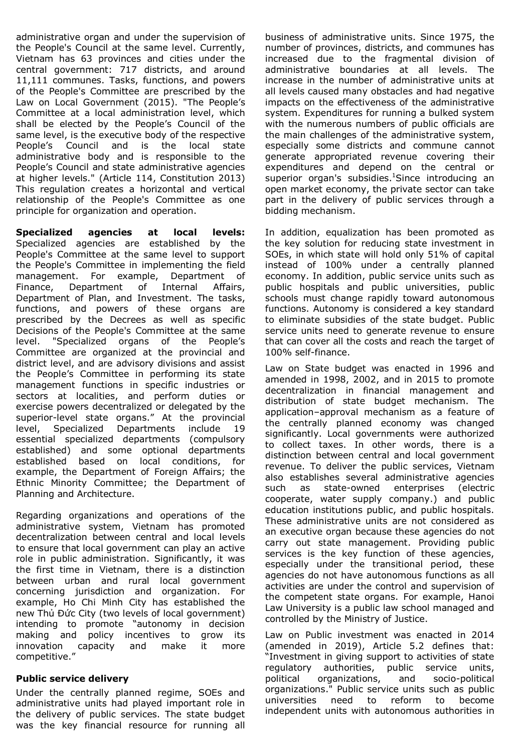administrative organ and under the supervision of the People's Council at the same level. Currently, Vietnam has 63 provinces and cities under the central government: 717 districts, and around 11,111 communes. Tasks, functions, and powers of the People's Committee are prescribed by the Law on Local Government (2015). "The People's Committee at a local administration level, which shall be elected by the People's Council of the same level, is the executive body of the respective People's Council and is the local state administrative body and is responsible to the People's Council and state administrative agencies at higher levels." (Article 114, Constitution 2013) This regulation creates a horizontal and vertical relationship of the People's Committee as one principle for organization and operation.

**Specialized agencies at local levels:** Specialized agencies are established by the People's Committee at the same level to support the People's Committee in implementing the field management. For example, Department of Finance, Department of Internal Affairs, Department of Plan, and Investment. The tasks, functions, and powers of these organs are prescribed by the Decrees as well as specific Decisions of the People's Committee at the same level. "Specialized organs of the People's Committee are organized at the provincial and district level, and are advisory divisions and assist the People's Committee in performing its state management functions in specific industries or sectors at localities, and perform duties or exercise powers decentralized or delegated by the superior-level state organs." At the provincial level, Specialized Departments include 19 essential specialized departments (compulsory established) and some optional departments established based on local conditions, for example, the Department of Foreign Affairs; the Ethnic Minority Committee; the Department of Planning and Architecture.

Regarding organizations and operations of the administrative system, Vietnam has promoted decentralization between central and local levels to ensure that local government can play an active role in public administration. Significantly, it was the first time in Vietnam, there is a distinction between urban and rural local government concerning jurisdiction and organization. For example, Ho Chi Minh City has established the new Thủ Đức City (two levels of local government) intending to promote "autonomy in decision making and policy incentives to grow its innovation capacity and make it more competitive."

### Public service delivery

Under the centrally planned regime, SOEs and administrative units had played important role in the delivery of public services. The state budget was the key financial resource for running all business of administrative units. Since 1975, the number of provinces, districts, and communes has increased due to the fragmental division of administrative boundaries at all levels. The increase in the number of administrative units at all levels caused many obstacles and had negative impacts on the effectiveness of the administrative system. Expenditures for running a bulked system with the numerous numbers of public officials are the main challenges of the administrative system, especially some districts and commune cannot generate appropriated revenue covering their expenditures and depend on the central or superior organ's subsidies.[1] Since introducing an open market economy, the private sector can take part in the delivery of public services through a bidding mechanism.

In addition, equalization has been promoted as the key solution for reducing state investment in SOEs, in which state will hold only 51% of capital instead of 100% under a centrally planned economy. In addition, public service units such as public hospitals and public universities, public schools must change rapidly toward autonomous functions. Autonomy is considered a key standard to eliminate subsidies of the state budget. Public service units need to generate revenue to ensure that can cover all the costs and reach the target of 100% self-finance.

Law on State budget was enacted in 1996 and amended in 1998, 2002, and in 2015 to promote decentralization in financial management and distribution of state budget mechanism. The application–approval mechanism as a feature of the centrally planned economy was changed significantly. Local governments were authorized to collect taxes. In other words, there is a distinction between central and local government revenue. To deliver the public services, Vietnam also establishes several administrative agencies such as state-owned enterprises (electric cooperate, water supply company.) and public education institutions public, and public hospitals. These administrative units are not considered as an executive organ because these agencies do not carry out state management. Providing public services is the key function of these agencies, especially under the transitional period, these agencies do not have autonomous functions as all activities are under the control and supervision of the competent state organs. For example, Hanoi Law University is a public law school managed and controlled by the Ministry of Justice.

Law on Public investment was enacted in 2014 (amended in 2019), Article 5.2 defines that: "Investment in giving support to activities of state regulatory authorities, public service units, political organizations, and socio-political organizations." Public service units such as public universities need to reform to become independent units with autonomous authorities in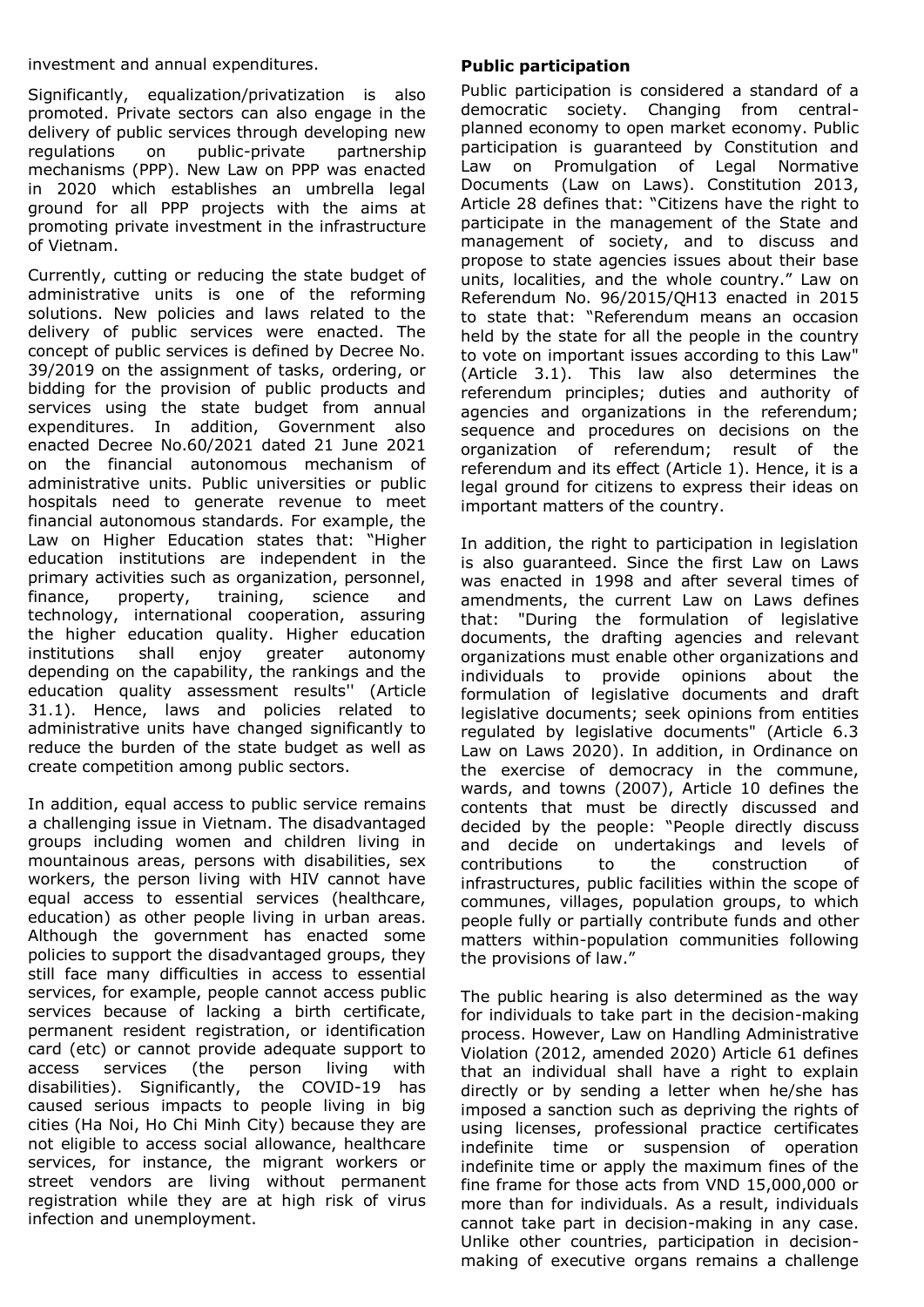investment and annual expenditures.

Significantly, equalization/privatization is also promoted. Private sectors can also engage in the delivery of public services through developing new regulations on public-private partnership mechanisms (PPP). New Law on PPP was enacted in 2020 which establishes an umbrella legal ground for all PPP projects with the aims at promoting private investment in the infrastructure of Vietnam.

Currently, cutting or reducing the state budget of administrative units is one of the reforming solutions. New policies and laws related to the delivery of public services were enacted. The concept of public services is defined by Decree No. 39/2019 on the assignment of tasks, ordering, or bidding for the provision of public products and services using the state budget from annual expenditures. In addition, Government also enacted Decree No.60/2021 dated 21 June 2021 on the financial autonomous mechanism of administrative units. Public universities or public hospitals need to generate revenue to meet financial autonomous standards. For example, the Law on Higher Education states that: "Higher education institutions are independent in the primary activities such as organization, personnel, finance, property, training, science and technology, international cooperation, assuring the higher education quality. Higher education institutions shall enjoy greater autonomy depending on the capability, the rankings and the education quality assessment results'' (Article 31.1). Hence, laws and policies related to administrative units have changed significantly to reduce the burden of the state budget as well as create competition among public sectors.

In addition, equal access to public service remains a challenging issue in Vietnam. The disadvantaged groups including women and children living in mountainous areas, persons with disabilities, sex workers, the person living with HIV cannot have equal access to essential services (healthcare, education) as other people living in urban areas. Although the government has enacted some policies to support the disadvantaged groups, they still face many difficulties in access to essential services, for example, people cannot access public services because of lacking a birth certificate, permanent resident registration, or identification card (etc) or cannot provide adequate support to access services (the person living with disabilities). Significantly, the COVID-19 has caused serious impacts to people living in big cities (Ha Noi, Ho Chi Minh City) because they are not eligible to access social allowance, healthcare services, for instance, the migrant workers or street vendors are living without permanent registration while they are at high risk of virus infection and unemployment.

**Public participation**

Public participation is considered a standard of a democratic society. Changing from central-planned economy to open market economy. Public participation is guaranteed by Constitution and Law on Promulgation of Legal Normative Documents (Law on Laws). Constitution 2013, Article 28 defines that: "Citizens have the right to participate in the management of the State and management of society, and to discuss and propose to state agencies issues about their base units, localities, and the whole country." Law on Referendum No. 96/2015/QH13 enacted in 2015 to state that: "Referendum means an occasion held by the state for all the people in the country to vote on important issues according to this Law" (Article 3.1). This law also determines the referendum principles; duties and authority of agencies and organizations in the referendum; sequence and procedures on decisions on the organization of referendum; result of the referendum and its effect (Article 1). Hence, it is a legal ground for citizens to express their ideas on important matters of the country.

In addition, the right to participation in legislation is also guaranteed. Since the first Law on Laws was enacted in 1998 and after several times of amendments, the current Law on Laws defines that: "During the formulation of legislative documents, the drafting agencies and relevant organizations must enable other organizations and individuals to provide opinions about the formulation of legislative documents and draft legislative documents; seek opinions from entities regulated by legislative documents" (Article 6.3 Law on Laws 2020). In addition, in Ordinance on the exercise of democracy in the commune, wards, and towns (2007), Article 10 defines the contents that must be directly discussed and decided by the people: "People directly discuss and decide on undertakings and levels of contributions to the construction of infrastructures, public facilities within the scope of communes, villages, population groups, to which people fully or partially contribute funds and other matters within-population communities following the provisions of law."

The public hearing is also determined as the way for individuals to take part in the decision-making process. However, Law on Handling Administrative Violation (2012, amended 2020) Article 61 defines that an individual shall have a right to explain directly or by sending a letter when he/she has imposed a sanction such as depriving the rights of using licenses, professional practice certificates indefinite time or suspension of operation indefinite time or apply the maximum fines of the fine frame for those acts from VND 15,000,000 or more than for individuals. As a result, individuals cannot take part in decision-making in any case. Unlike other countries, participation in decision-making of executive organs remains a challenge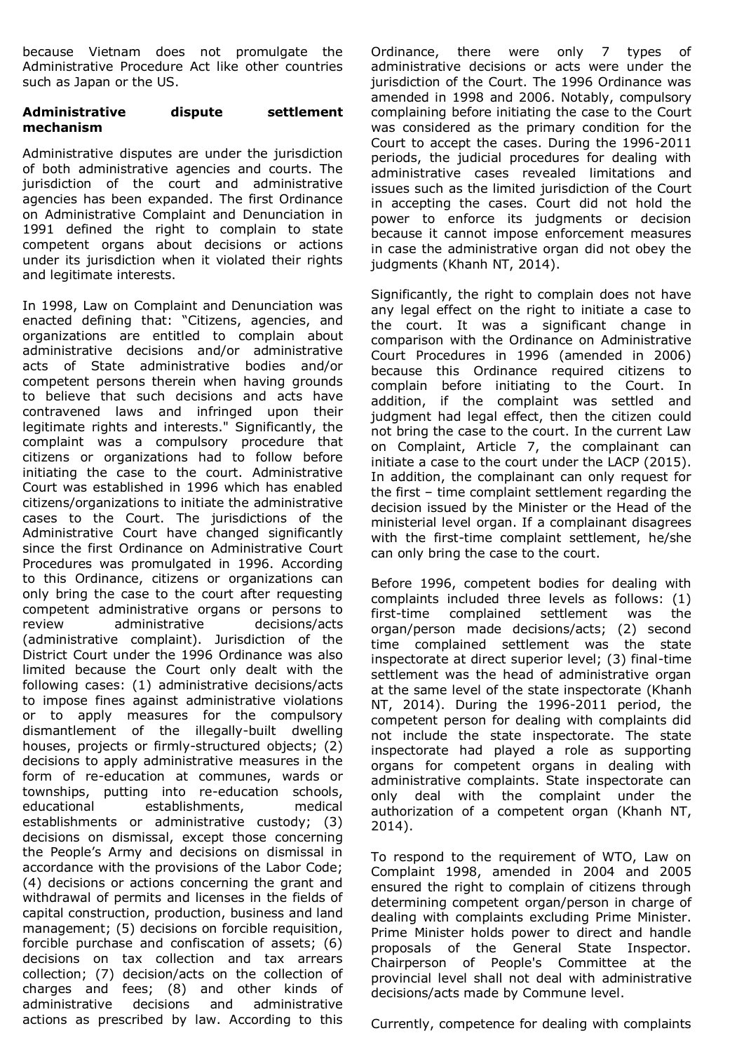because Vietnam does not promulgate the Administrative Procedure Act like other countries such as Japan or the US.

**Administrative dispute settlement mechanism**

Administrative disputes are under the jurisdiction of both administrative agencies and courts. The jurisdiction of the court and administrative agencies has been expanded. The first Ordinance on Administrative Complaint and Denunciation in 1991 defined the right to complain to state competent organs about decisions or actions under its jurisdiction when it violated their rights and legitimate interests.

In 1998, Law on Complaint and Denunciation was enacted defining that: "Citizens, agencies, and organizations are entitled to complain about administrative decisions and/or administrative acts of State administrative bodies and/or competent persons therein when having grounds to believe that such decisions and acts have contravened laws and infringed upon their legitimate rights and interests." Significantly, the complaint was a compulsory procedure that citizens or organizations had to follow before initiating the case to the court. Administrative Court was established in 1996 which has enabled citizens/organizations to initiate the administrative cases to the Court. The jurisdictions of the Administrative Court have changed significantly since the first Ordinance on Administrative Court Procedures was promulgated in 1996. According to this Ordinance, citizens or organizations can only bring the case to the court after requesting competent administrative organs or persons to review administrative decisions/acts (administrative complaint). Jurisdiction of the District Court under the 1996 Ordinance was also limited because the Court only dealt with the following cases: (1) administrative decisions/acts to impose fines against administrative violations or to apply measures for the compulsory dismantlement of the illegally-built dwelling houses, projects or firmly-structured objects; (2) decisions to apply administrative measures in the form of re-education at communes, wards or townships, putting into re-education schools, educational establishments, medical establishments or administrative custody; (3) decisions on dismissal, except those concerning the People's Army and decisions on dismissal in accordance with the provisions of the Labor Code; (4) decisions or actions concerning the grant and withdrawal of permits and licenses in the fields of capital construction, production, business and land management; (5) decisions on forcible requisition, forcible purchase and confiscation of assets; (6) decisions on tax collection and tax arrears collection; (7) decision/acts on the collection of charges and fees; (8) and other kinds of administrative decisions and administrative actions as prescribed by law. According to this Ordinance, there were only 7 types of administrative decisions or acts were under the jurisdiction of the Court. The 1996 Ordinance was amended in 1998 and 2006. Notably, compulsory complaining before initiating the case to the Court was considered as the primary condition for the Court to accept the cases. During the 1996-2011 periods, the judicial procedures for dealing with administrative cases revealed limitations and issues such as the limited jurisdiction of the Court in accepting the cases. Court did not hold the power to enforce its judgments or decision because it cannot impose enforcement measures in case the administrative organ did not obey the judgments (Khanh NT, 2014).

Significantly, the right to complain does not have any legal effect on the right to initiate a case to the court. It was a significant change in comparison with the Ordinance on Administrative Court Procedures in 1996 (amended in 2006) because this Ordinance required citizens to complain before initiating to the Court. In addition, if the complaint was settled and judgment had legal effect, then the citizen could not bring the case to the court. In the current Law on Complaint, Article 7, the complainant can initiate a case to the court under the LACP (2015). In addition, the complainant can only request for the first – time complaint settlement regarding the decision issued by the Minister or the Head of the ministerial level organ. If a complainant disagrees with the first-time complaint settlement, he/she can only bring the case to the court.

Before 1996, competent bodies for dealing with complaints included three levels as follows: (1) first-time complained settlement was the organ/person made decisions/acts; (2) second time complained settlement was the state inspectorate at direct superior level; (3) final-time settlement was the head of administrative organ at the same level of the state inspectorate (Khanh NT, 2014). During the 1996-2011 period, the competent person for dealing with complaints did not include the state inspectorate. The state inspectorate had played a role as supporting organs for competent organs in dealing with administrative complaints. State inspectorate can only deal with the complaint under the authorization of a competent organ (Khanh NT, 2014).

To respond to the requirement of WTO, Law on Complaint 1998, amended in 2004 and 2005 ensured the right to complain of citizens through determining competent organ/person in charge of dealing with complaints excluding Prime Minister. Prime Minister holds power to direct and handle proposals of the General State Inspector. Chairperson of People's Committee at the provincial level shall not deal with administrative decisions/acts made by Commune level.

Currently, competence for dealing with complaints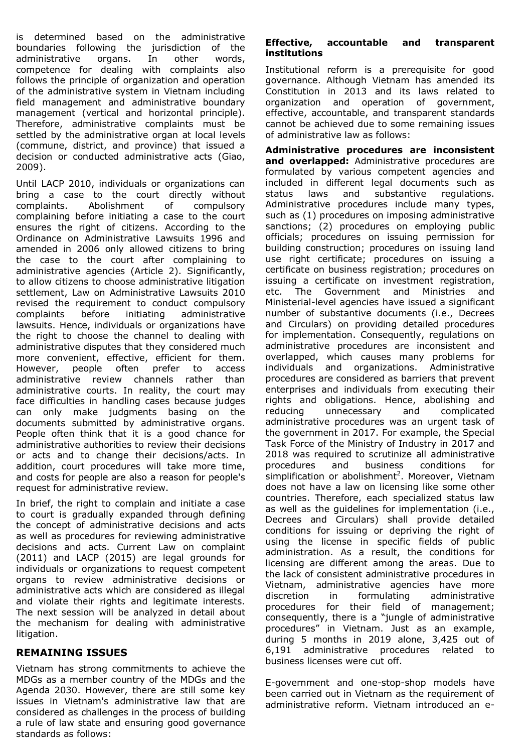is determined based on the administrative boundaries following the jurisdiction of the administrative organs. In other words, competence for dealing with complaints also follows the principle of organization and operation of the administrative system in Vietnam including field management and administrative boundary management (vertical and horizontal principle). Therefore, administrative complaints must be settled by the administrative organ at local levels (commune, district, and province) that issued a decision or conducted administrative acts (Giao, 2009).

Until LACP 2010, individuals or organizations can bring a case to the court directly without complaints. Abolishment of compulsory complaining before initiating a case to the court ensures the right of citizens. According to the Ordinance on Administrative Lawsuits 1996 and amended in 2006 only allowed citizens to bring the case to the court after complaining to administrative agencies (Article 2). Significantly, to allow citizens to choose administrative litigation settlement, Law on Administrative Lawsuits 2010 revised the requirement to conduct compulsory complaints before initiating administrative lawsuits. Hence, individuals or organizations have the right to choose the channel to dealing with administrative disputes that they considered much more convenient, effective, efficient for them. However, people often prefer to access administrative review channels rather than administrative courts. In reality, the court may face difficulties in handling cases because judges can only make judgments basing on the documents submitted by administrative organs. People often think that it is a good chance for administrative authorities to review their decisions or acts and to change their decisions/acts. In addition, court procedures will take more time, and costs for people are also a reason for people's request for administrative review.

In brief, the right to complain and initiate a case to court is gradually expanded through defining the concept of administrative decisions and acts as well as procedures for reviewing administrative decisions and acts. Current Law on complaint (2011) and LACP (2015) are legal grounds for individuals or organizations to request competent organs to review administrative decisions or administrative acts which are considered as illegal and violate their rights and legitimate interests. The next session will be analyzed in detail about the mechanism for dealing with administrative litigation.

## REMAINING ISSUES

Vietnam has strong commitments to achieve the MDGs as a member country of the MDGs and the Agenda 2030. However, there are still some key issues in Vietnam's administrative law that are considered as challenges in the process of building a rule of law state and ensuring good governance standards as follows:

### Effective, accountable and transparent institutions

Institutional reform is a prerequisite for good governance. Although Vietnam has amended its Constitution in 2013 and its laws related to organization and operation of government, effective, accountable, and transparent standards cannot be achieved due to some remaining issues of administrative law as follows:

**Administrative procedures are inconsistent and overlapped:** Administrative procedures are formulated by various competent agencies and included in different legal documents such as status laws and substantive regulations. Administrative procedures include many types, such as (1) procedures on imposing administrative sanctions; (2) procedures on employing public officials; procedures on issuing permission for building construction; procedures on issuing land use right certificate; procedures on issuing a certificate on business registration; procedures on issuing a certificate on investment registration, etc. The Government and Ministries and Ministerial-level agencies have issued a significant number of substantive documents (i.e., Decrees and Circulars) on providing detailed procedures for implementation. Consequently, regulations on administrative procedures are inconsistent and overlapped, which causes many problems for individuals and organizations. Administrative procedures are considered as barriers that prevent enterprises and individuals from executing their rights and obligations. Hence, abolishing and reducing unnecessary and complicated administrative procedures was an urgent task of the government in 2017. For example, the Special Task Force of the Ministry of Industry in 2017 and 2018 was required to scrutinize all administrative procedures and business conditions for simplification or abolishment[2]. Moreover, Vietnam does not have a law on licensing like some other countries. Therefore, each specialized status law as well as the guidelines for implementation (i.e., Decrees and Circulars) shall provide detailed conditions for issuing or depriving the right of using the license in specific fields of public administration. As a result, the conditions for licensing are different among the areas. Due to the lack of consistent administrative procedures in Vietnam, administrative agencies have more discretion in formulating administrative procedures for their field of management; consequently, there is a "jungle of administrative procedures" in Vietnam. Just as an example, during 5 months in 2019 alone, 3,425 out of 6,191 administrative procedures related to business licenses were cut off.

E-government and one-stop-shop models have been carried out in Vietnam as the requirement of administrative reform. Vietnam introduced an e-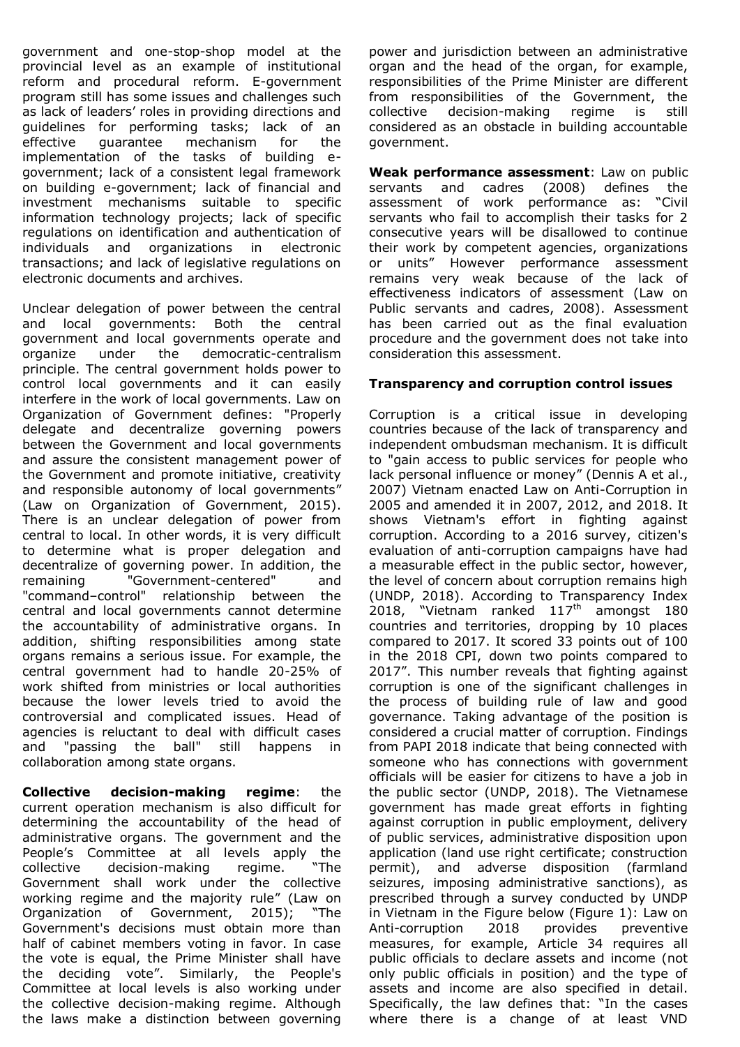government and one-stop-shop model at the provincial level as an example of institutional reform and procedural reform. E-government program still has some issues and challenges such as lack of leaders' roles in providing directions and guidelines for performing tasks; lack of an effective guarantee mechanism for the implementation of the tasks of building e-government; lack of a consistent legal framework on building e-government; lack of financial and investment mechanisms suitable to specific information technology projects; lack of specific regulations on identification and authentication of individuals and organizations in electronic transactions; and lack of legislative regulations on electronic documents and archives.

Unclear delegation of power between the central and local governments: Both the central government and local governments operate and organize under the democratic-centralism principle. The central government holds power to control local governments and it can easily interfere in the work of local governments. Law on Organization of Government defines: "Properly delegate and decentralize governing powers between the Government and local governments and assure the consistent management power of the Government and promote initiative, creativity and responsible autonomy of local governments" (Law on Organization of Government, 2015). There is an unclear delegation of power from central to local. In other words, it is very difficult to determine what is proper delegation and decentralize of governing power. In addition, the remaining "Government-centered" and "command–control" relationship between the central and local governments cannot determine the accountability of administrative organs. In addition, shifting responsibilities among state organs remains a serious issue. For example, the central government had to handle 20-25% of work shifted from ministries or local authorities because the lower levels tried to avoid the controversial and complicated issues. Head of agencies is reluctant to deal with difficult cases and "passing the ball" still happens in collaboration among state organs.

**Collective decision-making regime**: the current operation mechanism is also difficult for determining the accountability of the head of administrative organs. The government and the People's Committee at all levels apply the collective decision-making regime. "The Government shall work under the collective working regime and the majority rule" (Law on Organization of Government, 2015); "The Government's decisions must obtain more than half of cabinet members voting in favor. In case the vote is equal, the Prime Minister shall have the deciding vote". Similarly, the People's Committee at local levels is also working under the collective decision-making regime. Although the laws make a distinction between governing power and jurisdiction between an administrative organ and the head of the organ, for example, responsibilities of the Prime Minister are different from responsibilities of the Government, the collective decision-making regime is still considered as an obstacle in building accountable government.

**Weak performance assessment**: Law on public servants and cadres (2008) defines the assessment of work performance as: "Civil servants who fail to accomplish their tasks for 2 consecutive years will be disallowed to continue their work by competent agencies, organizations or units" However performance assessment remains very weak because of the lack of effectiveness indicators of assessment (Law on Public servants and cadres, 2008). Assessment has been carried out as the final evaluation procedure and the government does not take into consideration this assessment.

**Transparency and corruption control issues**

Corruption is a critical issue in developing countries because of the lack of transparency and independent ombudsman mechanism. It is difficult to "gain access to public services for people who lack personal influence or money" (Dennis A et al., 2007) Vietnam enacted Law on Anti-Corruption in 2005 and amended it in 2007, 2012, and 2018. It shows Vietnam's effort in fighting against corruption. According to a 2016 survey, citizen's evaluation of anti-corruption campaigns have had a measurable effect in the public sector, however, the level of concern about corruption remains high (UNDP, 2018). According to Transparency Index 2018, "Vietnam ranked 117th amongst 180 countries and territories, dropping by 10 places compared to 2017. It scored 33 points out of 100 in the 2018 CPI, down two points compared to 2017". This number reveals that fighting against corruption is one of the significant challenges in the process of building rule of law and good governance. Taking advantage of the position is considered a crucial matter of corruption. Findings from PAPI 2018 indicate that being connected with someone who has connections with government officials will be easier for citizens to have a job in the public sector (UNDP, 2018). The Vietnamese government has made great efforts in fighting against corruption in public employment, delivery of public services, administrative disposition upon application (land use right certificate; construction permit), and adverse disposition (farmland seizures, imposing administrative sanctions), as prescribed through a survey conducted by UNDP in Vietnam in the Figure below (Figure 1): Law on Anti-corruption 2018 provides preventive measures, for example, Article 34 requires all public officials to declare assets and income (not only public officials in position) and the type of assets and income are also specified in detail. Specifically, the law defines that: "In the cases where there is a change of at least VND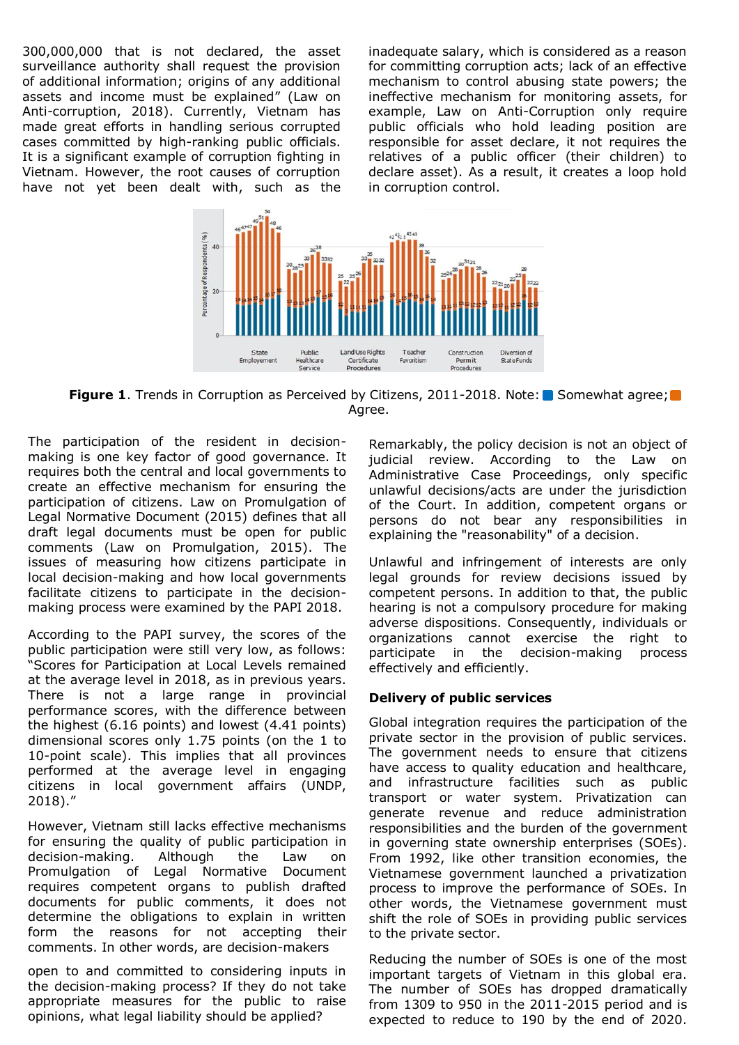300,000,000 that is not declared, the asset surveillance authority shall request the provision of additional information; origins of any additional assets and income must be explained" (Law on Anti-corruption, 2018). Currently, Vietnam has made great efforts in handling serious corrupted cases committed by high-ranking public officials. It is a significant example of corruption fighting in Vietnam. However, the root causes of corruption have not yet been dealt with, such as the inadequate salary, which is considered as a reason for committing corruption acts; lack of an effective mechanism to control abusing state powers; the ineffective mechanism for monitoring assets, for example, Law on Anti-Corruption only require public officials who hold leading position are responsible for asset declare, it not requires the relatives of a public officer (their children) to declare asset). As a result, it creates a loop hold in corruption control.

**Figure 1**. Trends in Corruption as Perceived by Citizens, 2011-2018. Note: Somewhat agree; Agree.

The participation of the resident in decision-making is one key factor of good governance. It requires both the central and local governments to create an effective mechanism for ensuring the participation of citizens. Law on Promulgation of Legal Normative Document (2015) defines that all draft legal documents must be open for public comments (Law on Promulgation, 2015). The issues of measuring how citizens participate in local decision-making and how local governments facilitate citizens to participate in the decision-making process were examined by the PAPI 2018.

According to the PAPI survey, the scores of the public participation were still very low, as follows: "Scores for Participation at Local Levels remained at the average level in 2018, as in previous years. There is not a large range in provincial performance scores, with the difference between the highest (6.16 points) and lowest (4.41 points) dimensional scores only 1.75 points (on the 1 to 10-point scale). This implies that all provinces performed at the average level in engaging citizens in local government affairs (UNDP, 2018)."

However, Vietnam still lacks effective mechanisms for ensuring the quality of public participation in decision-making. Although the Law on Promulgation of Legal Normative Document requires competent organs to publish drafted documents for public comments, it does not determine the obligations to explain in written form the reasons for not accepting their comments. In other words, are decision-makers open to and committed to considering inputs in the decision-making process? If they do not take appropriate measures for the public to raise opinions, what legal liability should be applied?

Remarkably, the policy decision is not an object of judicial review. According to the Law on Administrative Case Proceedings, only specific unlawful decisions/acts are under the jurisdiction of the Court. In addition, competent organs or persons do not bear any responsibilities in explaining the "reasonability" of a decision.

Unlawful and infringement of interests are only legal grounds for review decisions issued by competent persons. In addition to that, the public hearing is not a compulsory procedure for making adverse dispositions. Consequently, individuals or organizations cannot exercise the right to participate in the decision-making process effectively and efficiently.

## Delivery of public services

Global integration requires the participation of the private sector in the provision of public services. The government needs to ensure that citizens have access to quality education and healthcare, and infrastructure facilities such as public transport or water system. Privatization can generate revenue and reduce administration responsibilities and the burden of the government in governing state ownership enterprises (SOEs). From 1992, like other transition economies, the Vietnamese government launched a privatization process to improve the performance of SOEs. In other words, the Vietnamese government must shift the role of SOEs in providing public services to the private sector.

Reducing the number of SOEs is one of the most important targets of Vietnam in this global era. The number of SOEs has dropped dramatically from 1309 to 950 in the 2011-2015 period and is expected to reduce to 190 by the end of 2020.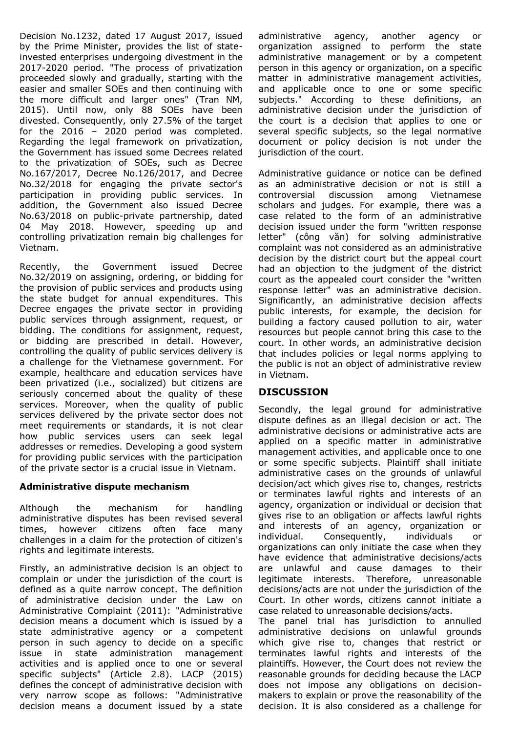Decision No.1232, dated 17 August 2017, issued by the Prime Minister, provides the list of state-invested enterprises undergoing divestment in the 2017-2020 period. "The process of privatization proceeded slowly and gradually, starting with the easier and smaller SOEs and then continuing with the more difficult and larger ones" (Tran NM, 2015). Until now, only 88 SOEs have been divested. Consequently, only 27.5% of the target for the 2016 – 2020 period was completed. Regarding the legal framework on privatization, the Government has issued some Decrees related to the privatization of SOEs, such as Decree No.167/2017, Decree No.126/2017, and Decree No.32/2018 for engaging the private sector's participation in providing public services. In addition, the Government also issued Decree No.63/2018 on public-private partnership, dated 04 May 2018. However, speeding up and controlling privatization remain big challenges for Vietnam.

Recently, the Government issued Decree No.32/2019 on assigning, ordering, or bidding for the provision of public services and products using the state budget for annual expenditures. This Decree engages the private sector in providing public services through assignment, request, or bidding. The conditions for assignment, request, or bidding are prescribed in detail. However, controlling the quality of public services delivery is a challenge for the Vietnamese government. For example, healthcare and education services have been privatized (i.e., socialized) but citizens are seriously concerned about the quality of these services. Moreover, when the quality of public services delivered by the private sector does not meet requirements or standards, it is not clear how public services users can seek legal addresses or remedies. Developing a good system for providing public services with the participation of the private sector is a crucial issue in Vietnam.

### Administrative dispute mechanism

Although the mechanism for handling administrative disputes has been revised several times, however citizens often face many challenges in a claim for the protection of citizen's rights and legitimate interests.

Firstly, an administrative decision is an object to complain or under the jurisdiction of the court is defined as a quite narrow concept. The definition of administrative decision under the Law on Administrative Complaint (2011): "Administrative decision means a document which is issued by a state administrative agency or a competent person in such agency to decide on a specific issue in state administration management activities and is applied once to one or several specific subjects" (Article 2.8). LACP (2015) defines the concept of administrative decision with very narrow scope as follows: "Administrative decision means a document issued by a state administrative agency, another agency or organization assigned to perform the state administrative management or by a competent person in this agency or organization, on a specific matter in administrative management activities, and applicable once to one or some specific subjects." According to these definitions, an administrative decision under the jurisdiction of the court is a decision that applies to one or several specific subjects, so the legal normative document or policy decision is not under the jurisdiction of the court.

Administrative guidance or notice can be defined as an administrative decision or not is still a controversial discussion among Vietnamese scholars and judges. For example, there was a case related to the form of an administrative decision issued under the form "written response letter" (công văn) for solving administrative complaint was not considered as an administrative decision by the district court but the appeal court had an objection to the judgment of the district court as the appealed court consider the "written response letter" was an administrative decision. Significantly, an administrative decision affects public interests, for example, the decision for building a factory caused pollution to air, water resources but people cannot bring this case to the court. In other words, an administrative decision that includes policies or legal norms applying to the public is not an object of administrative review in Vietnam.

## DISCUSSION

Secondly, the legal ground for administrative dispute defines as an illegal decision or act. The administrative decisions or administrative acts are applied on a specific matter in administrative management activities, and applicable once to one or some specific subjects. Plaintiff shall initiate administrative cases on the grounds of unlawful decision/act which gives rise to, changes, restricts or terminates lawful rights and interests of an agency, organization or individual or decision that gives rise to an obligation or affects lawful rights and interests of an agency, organization or individual. Consequently, individuals or organizations can only initiate the case when they have evidence that administrative decisions/acts are unlawful and cause damages to their legitimate interests. Therefore, unreasonable decisions/acts are not under the jurisdiction of the Court. In other words, citizens cannot initiate a case related to unreasonable decisions/acts.

The panel trial has jurisdiction to annulled administrative decisions on unlawful grounds which give rise to, changes that restrict or terminates lawful rights and interests of the plaintiffs. However, the Court does not review the reasonable grounds for deciding because the LACP does not impose any obligations on decision-makers to explain or prove the reasonability of the decision. It is also considered as a challenge for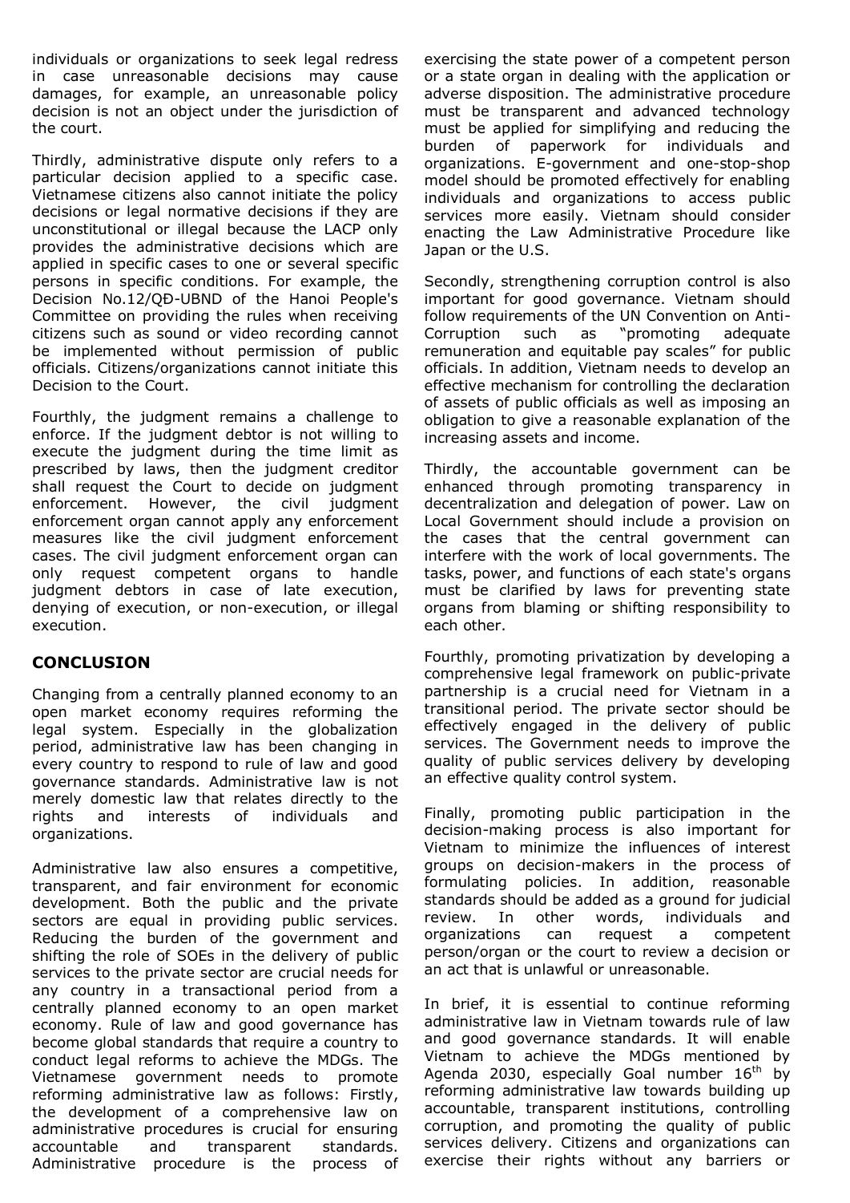individuals or organizations to seek legal redress in case unreasonable decisions may cause damages, for example, an unreasonable policy decision is not an object under the jurisdiction of the court.

Thirdly, administrative dispute only refers to a particular decision applied to a specific case. Vietnamese citizens also cannot initiate the policy decisions or legal normative decisions if they are unconstitutional or illegal because the LACP only provides the administrative decisions which are applied in specific cases to one or several specific persons in specific conditions. For example, the Decision No.12/QĐ-UBND of the Hanoi People's Committee on providing the rules when receiving citizens such as sound or video recording cannot be implemented without permission of public officials. Citizens/organizations cannot initiate this Decision to the Court.

Fourthly, the judgment remains a challenge to enforce. If the judgment debtor is not willing to execute the judgment during the time limit as prescribed by laws, then the judgment creditor shall request the Court to decide on judgment enforcement. However, the civil judgment enforcement organ cannot apply any enforcement measures like the civil judgment enforcement cases. The civil judgment enforcement organ can only request competent organs to handle judgment debtors in case of late execution, denying of execution, or non-execution, or illegal execution.

## CONCLUSION

Changing from a centrally planned economy to an open market economy requires reforming the legal system. Especially in the globalization period, administrative law has been changing in every country to respond to rule of law and good governance standards. Administrative law is not merely domestic law that relates directly to the rights and interests of individuals and organizations.

Administrative law also ensures a competitive, transparent, and fair environment for economic development. Both the public and the private sectors are equal in providing public services. Reducing the burden of the government and shifting the role of SOEs in the delivery of public services to the private sector are crucial needs for any country in a transactional period from a centrally planned economy to an open market economy. Rule of law and good governance has become global standards that require a country to conduct legal reforms to achieve the MDGs. The Vietnamese government needs to promote reforming administrative law as follows: Firstly, the development of a comprehensive law on administrative procedures is crucial for ensuring accountable and transparent standards. Administrative procedure is the process of exercising the state power of a competent person or a state organ in dealing with the application or adverse disposition. The administrative procedure must be transparent and advanced technology must be applied for simplifying and reducing the burden of paperwork for individuals and organizations. E-government and one-stop-shop model should be promoted effectively for enabling individuals and organizations to access public services more easily. Vietnam should consider enacting the Law Administrative Procedure like Japan or the U.S.

Secondly, strengthening corruption control is also important for good governance. Vietnam should follow requirements of the UN Convention on Anti-Corruption such as "promoting adequate remuneration and equitable pay scales" for public officials. In addition, Vietnam needs to develop an effective mechanism for controlling the declaration of assets of public officials as well as imposing an obligation to give a reasonable explanation of the increasing assets and income.

Thirdly, the accountable government can be enhanced through promoting transparency in decentralization and delegation of power. Law on Local Government should include a provision on the cases that the central government can interfere with the work of local governments. The tasks, power, and functions of each state's organs must be clarified by laws for preventing state organs from blaming or shifting responsibility to each other.

Fourthly, promoting privatization by developing a comprehensive legal framework on public-private partnership is a crucial need for Vietnam in a transitional period. The private sector should be effectively engaged in the delivery of public services. The Government needs to improve the quality of public services delivery by developing an effective quality control system.

Finally, promoting public participation in the decision-making process is also important for Vietnam to minimize the influences of interest groups on decision-makers in the process of formulating policies. In addition, reasonable standards should be added as a ground for judicial review. In other words, individuals and organizations can request a competent person/organ or the court to review a decision or an act that is unlawful or unreasonable.

In brief, it is essential to continue reforming administrative law in Vietnam towards rule of law and good governance standards. It will enable Vietnam to achieve the MDGs mentioned by Agenda 2030, especially Goal number 16th by reforming administrative law towards building up accountable, transparent institutions, controlling corruption, and promoting the quality of public services delivery. Citizens and organizations can exercise their rights without any barriers or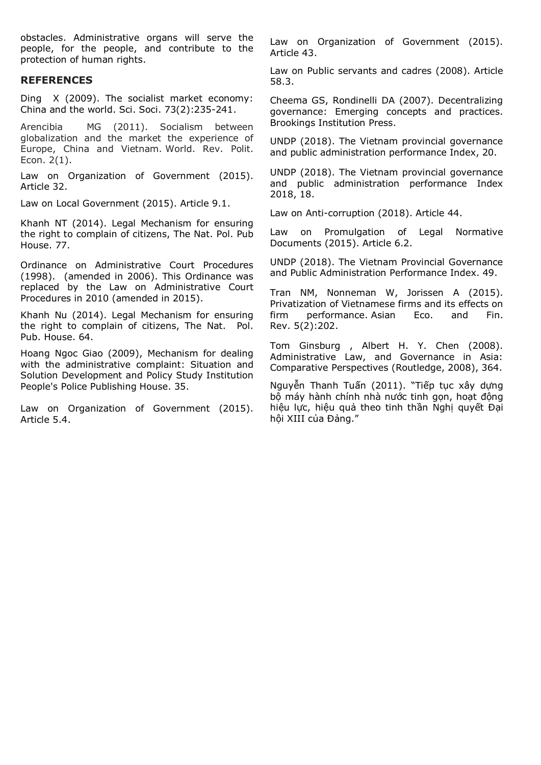obstacles. Administrative organs will serve the people, for the people, and contribute to the protection of human rights.

## REFERENCES

Ding X (2009). The socialist market economy: China and the world. Sci. Soci. 73(2):235-241.

Arencibia MG (2011). Socialism between globalization and the market the experience of Europe, China and Vietnam. World. Rev. Polit. Econ. 2(1).

Law on Organization of Government (2015). Article 32.

Law on Local Government (2015). Article 9.1.

Khanh NT (2014). Legal Mechanism for ensuring the right to complain of citizens, The Nat. Pol. Pub House. 77.

Ordinance on Administrative Court Procedures (1998). (amended in 2006). This Ordinance was replaced by the Law on Administrative Court Procedures in 2010 (amended in 2015).

Khanh Nu (2014). Legal Mechanism for ensuring the right to complain of citizens, The Nat. Pol. Pub. House. 64.

Hoang Ngoc Giao (2009), Mechanism for dealing with the administrative complaint: Situation and Solution Development and Policy Study Institution People's Police Publishing House. 35.

Law on Organization of Government (2015). Article 5.4.

Law on Organization of Government (2015). Article 43.

Law on Public servants and cadres (2008). Article 58.3.

Cheema GS, Rondinelli DA (2007). Decentralizing governance: Emerging concepts and practices. Brookings Institution Press.

UNDP (2018). The Vietnam provincial governance and public administration performance Index, 20.

UNDP (2018). The Vietnam provincial governance and public administration performance Index 2018, 18.

Law on Anti-corruption (2018). Article 44.

Law on Promulgation of Legal Normative Documents (2015). Article 6.2.

UNDP (2018). The Vietnam Provincial Governance and Public Administration Performance Index. 49.

Tran NM, Nonneman W, Jorissen A (2015). Privatization of Vietnamese firms and its effects on firm performance. Asian Eco. and Fin. Rev. 5(2):202.

Tom Ginsburg , Albert H. Y. Chen (2008). Administrative Law, and Governance in Asia: Comparative Perspectives (Routledge, 2008), 364.

Nguyễn Thanh Tuấn (2011). "Tiếp tục xây dựng bộ máy hành chính nhà nước tinh gọn, hoạt động hiệu lực, hiệu quả theo tinh thần Nghị quyết Đại hội XIII của Đảng."